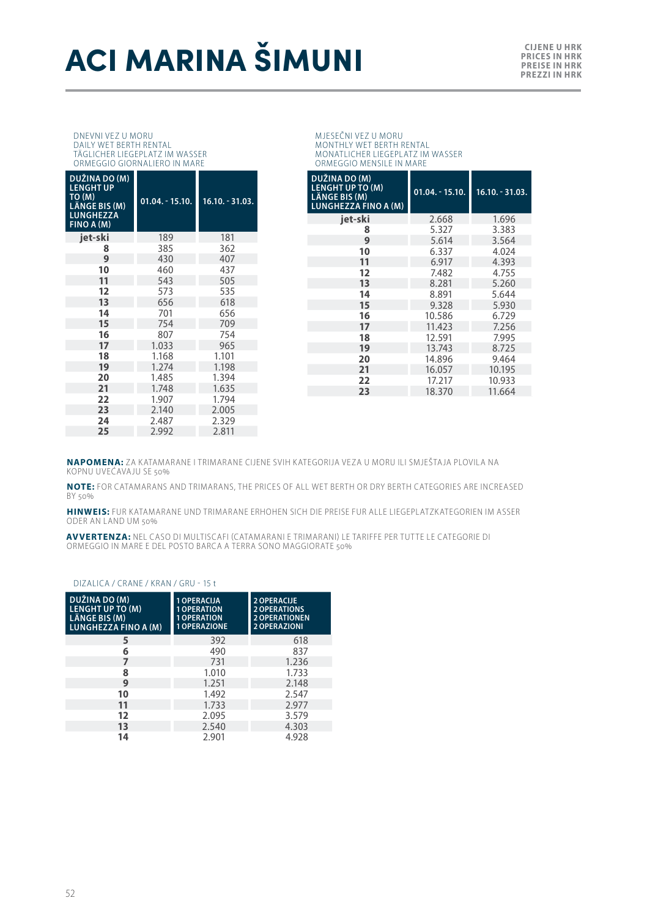# ACI MARINA ŠIMUNI

CIJENE U HRK
PRICES IN HRK
PREISE IN HRK
PREZZI IN HRK

DNEVNI VEZ U MORU
DAILY WET BERTH RENTAL
TÄGLICHER LIEGEPLATZ IM WASSER
ORMEGGIO GIORNALIERO IN MARE

| DUŽINA DO (M) LENGHT UP TO (M) LÄNGE BIS (M) LUNGHEZZA FINO A (M) | 01.04. - 15.10. | 16.10. - 31.03. |
|---|---|---|
| jet-ski | 189 | 181 |
| 8 | 385 | 362 |
| 9 | 430 | 407 |
| 10 | 460 | 437 |
| 11 | 543 | 505 |
| 12 | 573 | 535 |
| 13 | 656 | 618 |
| 14 | 701 | 656 |
| 15 | 754 | 709 |
| 16 | 807 | 754 |
| 17 | 1.033 | 965 |
| 18 | 1.168 | 1.101 |
| 19 | 1.274 | 1.198 |
| 20 | 1.485 | 1.394 |
| 21 | 1.748 | 1.635 |
| 22 | 1.907 | 1.794 |
| 23 | 2.140 | 2.005 |
| 24 | 2.487 | 2.329 |
| 25 | 2.992 | 2.811 |

MJESEČNI VEZ U MORU
MONTHLY WET BERTH RENTAL
MONATLICHER LIEGEPLATZ IM WASSER
ORMEGGIO MENSILE IN MARE

| DUŽINA DO (M) LENGHT UP TO (M) LÄNGE BIS (M) LUNGHEZZA FINO A (M) | 01.04. - 15.10. | 16.10. - 31.03. |
|---|---|---|
| jet-ski | 2.668 | 1.696 |
| 8 | 5.327 | 3.383 |
| 9 | 5.614 | 3.564 |
| 10 | 6.337 | 4.024 |
| 11 | 6.917 | 4.393 |
| 12 | 7.482 | 4.755 |
| 13 | 8.281 | 5.260 |
| 14 | 8.891 | 5.644 |
| 15 | 9.328 | 5.930 |
| 16 | 10.586 | 6.729 |
| 17 | 11.423 | 7.256 |
| 18 | 12.591 | 7.995 |
| 19 | 13.743 | 8.725 |
| 20 | 14.896 | 9.464 |
| 21 | 16.057 | 10.195 |
| 22 | 17.217 | 10.933 |
| 23 | 18.370 | 11.664 |

**NAPOMENA:** ZA KATAMARANE I TRIMARANE CIJENE SVIH KATEGORIJA VEZA U MORU ILI SMJEŠTAJA PLOVILA NA KOPNU UVEĆAVAJU SE 50%

**NOTE:** FOR CATAMARANS AND TRIMARANS, THE PRICES OF ALL WET BERTH OR DRY BERTH CATEGORIES ARE INCREASED BY 50%

**HINWEIS:** FUR KATAMARANE UND TRIMARANE ERHOHEN SICH DIE PREISE FUR ALLE LIEGEPLATZKATEGORIEN IM ASSER ODER AN LAND UM 50%

**AVVERTENZA:** NEL CASO DI MULTISCAFI (CATAMARANI E TRIMARANI) LE TARIFFE PER TUTTE LE CATEGORIE DI ORMEGGIO IN MARE E DEL POSTO BARCA A TERRA SONO MAGGIORATE 50%

DIZALICA / CRANE / KRAN / GRU - 15 t

| DUŽINA DO (M) LENGHT UP TO (M) LÄNGE BIS (M) LUNGHEZZA FINO A (M) | 1 OPERACIJA 1 OPERATION 1 OPERATION 1 OPERAZIONE | 2 OPERACIJE 2 OPERATIONS 2 OPERATIONEN 2 OPERAZIONI |
|---|---|---|
| 5 | 392 | 618 |
| 6 | 490 | 837 |
| 7 | 731 | 1.236 |
| 8 | 1.010 | 1.733 |
| 9 | 1.251 | 2.148 |
| 10 | 1.492 | 2.547 |
| 11 | 1.733 | 2.977 |
| 12 | 2.095 | 3.579 |
| 13 | 2.540 | 4.303 |
| 14 | 2.901 | 4.928 |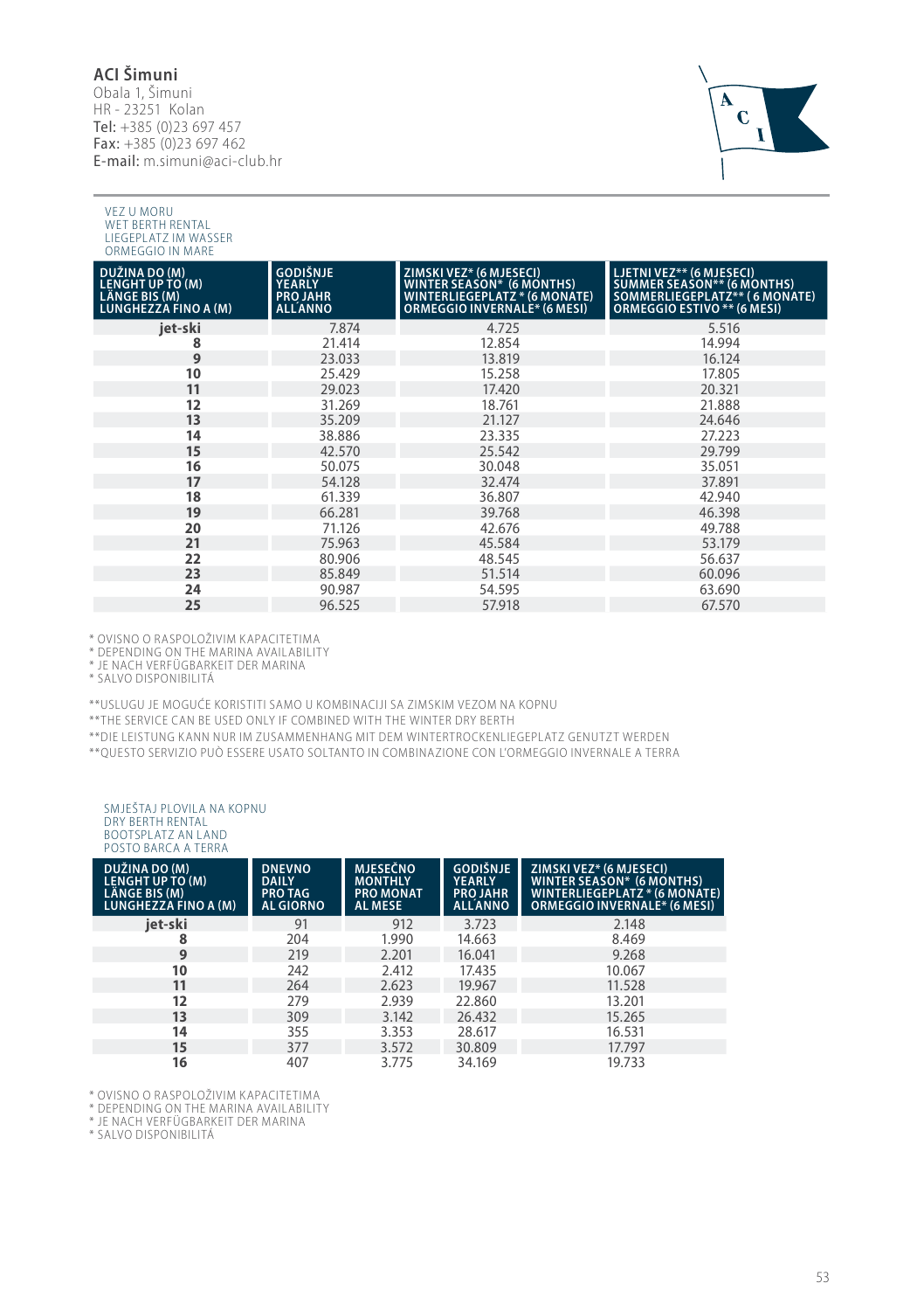## ACI Šimuni

Obala 1, Šimuni
HR - 23251 Kolan
**Tel:** +385 (0)23 697 457
**Fax:** +385 (0)23 697 462
**E-mail:** m.simuni@aci-club.hr

VEZ U MORU
WET BERTH RENTAL
LIEGEPLATZ IM WASSER
ORMEGGIO IN MARE

| DUŽINA DO (M) LENGHT UP TO (M) LÄNGE BIS (M) LUNGHEZZA FINO A (M) | GODIŠNJE YEARLY PRO JAHR ALL'ANNO | ZIMSKI VEZ* (6 MJESECI) WINTER SEASON* (6 MONTHS) WINTERLIEGEPLATZ * (6 MONATE) ORMEGGIO INVERNALE* (6 MESI) | LJETNI VEZ** (6 MJESECI) SUMMER SEASON** (6 MONTHS) SOMMERLIEGEPLATZ** ( 6 MONATE) ORMEGGIO ESTIVO ** (6 MESI) |
|---|---|---|---|
| **jet-ski** | 7.874 | 4.725 | 5.516 |
| **8** | 21.414 | 12.854 | 14.994 |
| **9** | 23.033 | 13.819 | 16.124 |
| **10** | 25.429 | 15.258 | 17.805 |
| **11** | 29.023 | 17.420 | 20.321 |
| **12** | 31.269 | 18.761 | 21.888 |
| **13** | 35.209 | 21.127 | 24.646 |
| **14** | 38.886 | 23.335 | 27.223 |
| **15** | 42.570 | 25.542 | 29.799 |
| **16** | 50.075 | 30.048 | 35.051 |
| **17** | 54.128 | 32.474 | 37.891 |
| **18** | 61.339 | 36.807 | 42.940 |
| **19** | 66.281 | 39.768 | 46.398 |
| **20** | 71.126 | 42.676 | 49.788 |
| **21** | 75.963 | 45.584 | 53.179 |
| **22** | 80.906 | 48.545 | 56.637 |
| **23** | 85.849 | 51.514 | 60.096 |
| **24** | 90.987 | 54.595 | 63.690 |
| **25** | 96.525 | 57.918 | 67.570 |

\* OVISNO O RASPOLOŽIVIM KAPACITETIMA
\* DEPENDING ON THE MARINA AVAILABILITY
\* JE NACH VERFÜGBARKEIT DER MARINA
\* SALVO DISPONIBILITÀ

**USLUGU JE MOGUĆE KORISTITI SAMO U KOMBINACIJI SA ZIMSKIM VEZOM NA KOPNU
**THE SERVICE CAN BE USED ONLY IF COMBINED WITH THE WINTER DRY BERTH
**DIE LEISTUNG KANN NUR IM ZUSAMMENHANG MIT DEM WINTERTROCKENLIEGEPLATZ GENUTZT WERDEN
**QUESTO SERVIZIO PUÒ ESSERE USATO SOLTANTO IN COMBINAZIONE CON L'ORMEGGIO INVERNALE A TERRA

SMJEŠTAJ PLOVILA NA KOPNU
DRY BERTH RENTAL
BOOTSPLATZ AN LAND
POSTO BARCA A TERRA

| DUŽINA DO (M) LENGHT UP TO (M) LÄNGE BIS (M) LUNGHEZZA FINO A (M) | DNEVNO DAILY PRO TAG AL GIORNO | MJESEČNO MONTHLY PRO MONAT AL MESE | GODIŠNJE YEARLY PRO JAHR ALL'ANNO | ZIMSKI VEZ* (6 MJESECI) WINTER SEASON* (6 MONTHS) WINTERLIEGEPLATZ * (6 MONATE) ORMEGGIO INVERNALE* (6 MESI) |
|---|---|---|---|---|
| **jet-ski** | 91 | 912 | 3.723 | 2.148 |
| **8** | 204 | 1.990 | 14.663 | 8.469 |
| **9** | 219 | 2.201 | 16.041 | 9.268 |
| **10** | 242 | 2.412 | 17.435 | 10.067 |
| **11** | 264 | 2.623 | 19.967 | 11.528 |
| **12** | 279 | 2.939 | 22.860 | 13.201 |
| **13** | 309 | 3.142 | 26.432 | 15.265 |
| **14** | 355 | 3.353 | 28.617 | 16.531 |
| **15** | 377 | 3.572 | 30.809 | 17.797 |
| **16** | 407 | 3.775 | 34.169 | 19.733 |

\* OVISNO O RASPOLOŽIVIM KAPACITETIMA
\* DEPENDING ON THE MARINA AVAILABILITY
\* JE NACH VERFÜGBARKEIT DER MARINA
\* SALVO DISPONIBILITÀ